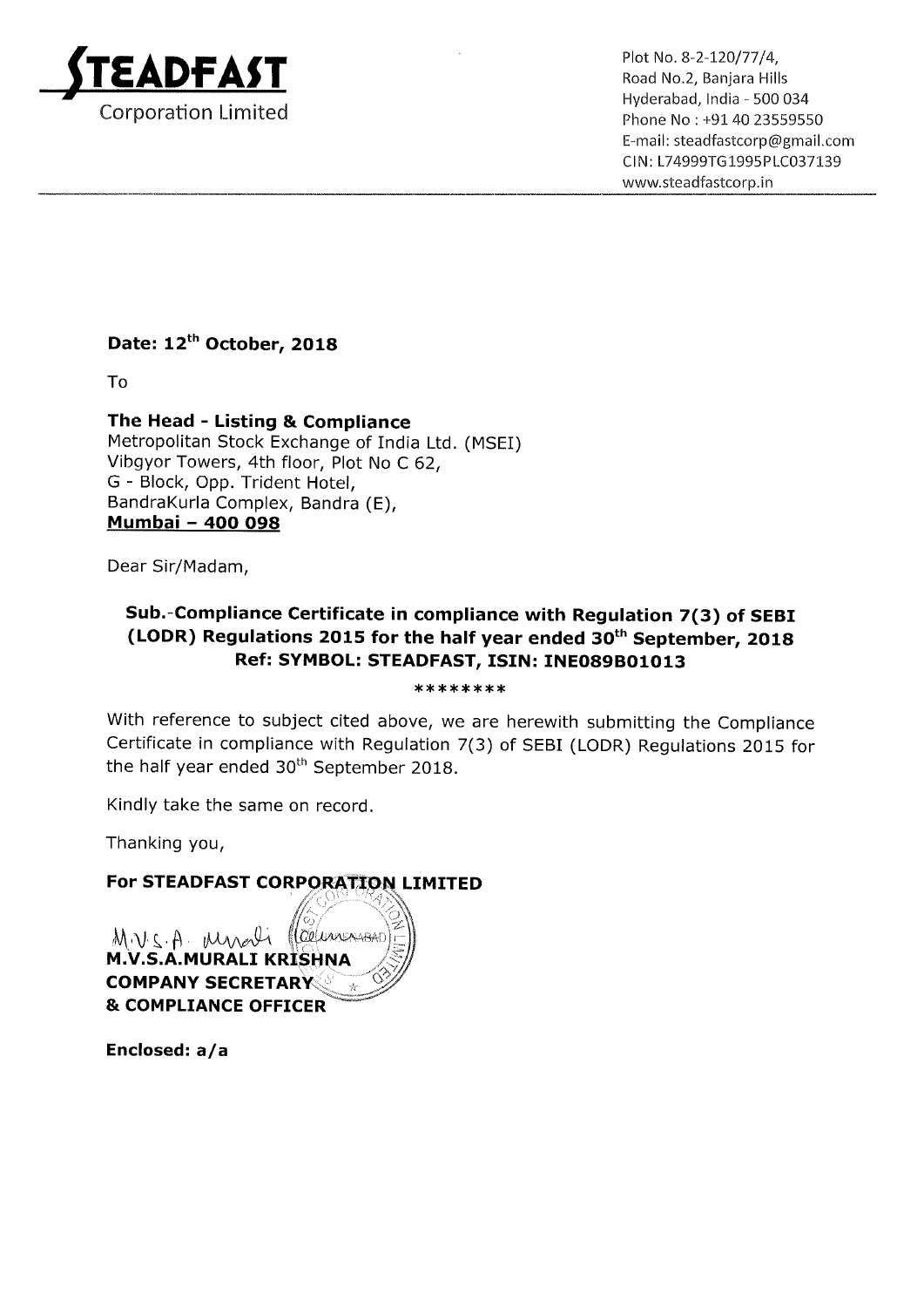**STEADFAST**
Corporation Limited

Plot No. 8-2-120/77/4,
Road No.2, Banjara Hills
Hyderabad, India - 500 034
Phone No : +91 40 23559550
E-mail: steadfastcorp@gmail.com
CIN: L74999TG1995PLC037139
www.steadfastcorp.in

**Date: 12th October, 2018**

To

**The Head - Listing & Compliance**
Metropolitan Stock Exchange of India Ltd. (MSEI)
Vibgyor Towers, 4th floor, Plot No C 62,
G - Block, Opp. Trident Hotel,
BandraKurla Complex, Bandra (E),
**Mumbai – 400 098**

Dear Sir/Madam,

**Sub.-Compliance Certificate in compliance with Regulation 7(3) of SEBI (LODR) Regulations 2015 for the half year ended 30th September, 2018**
**Ref: SYMBOL: STEADFAST, ISIN: INE089B01013**

********

With reference to subject cited above, we are herewith submitting the Compliance Certificate in compliance with Regulation 7(3) of SEBI (LODR) Regulations 2015 for the half year ended 30th September 2018.

Kindly take the same on record.

Thanking you,

**For STEADFAST CORPORATION LIMITED**

M.V.S.A. Murali

**M.V.S.A.MURALI KRISHNA**
**COMPANY SECRETARY**
**& COMPLIANCE OFFICER**

**Enclosed: a/a**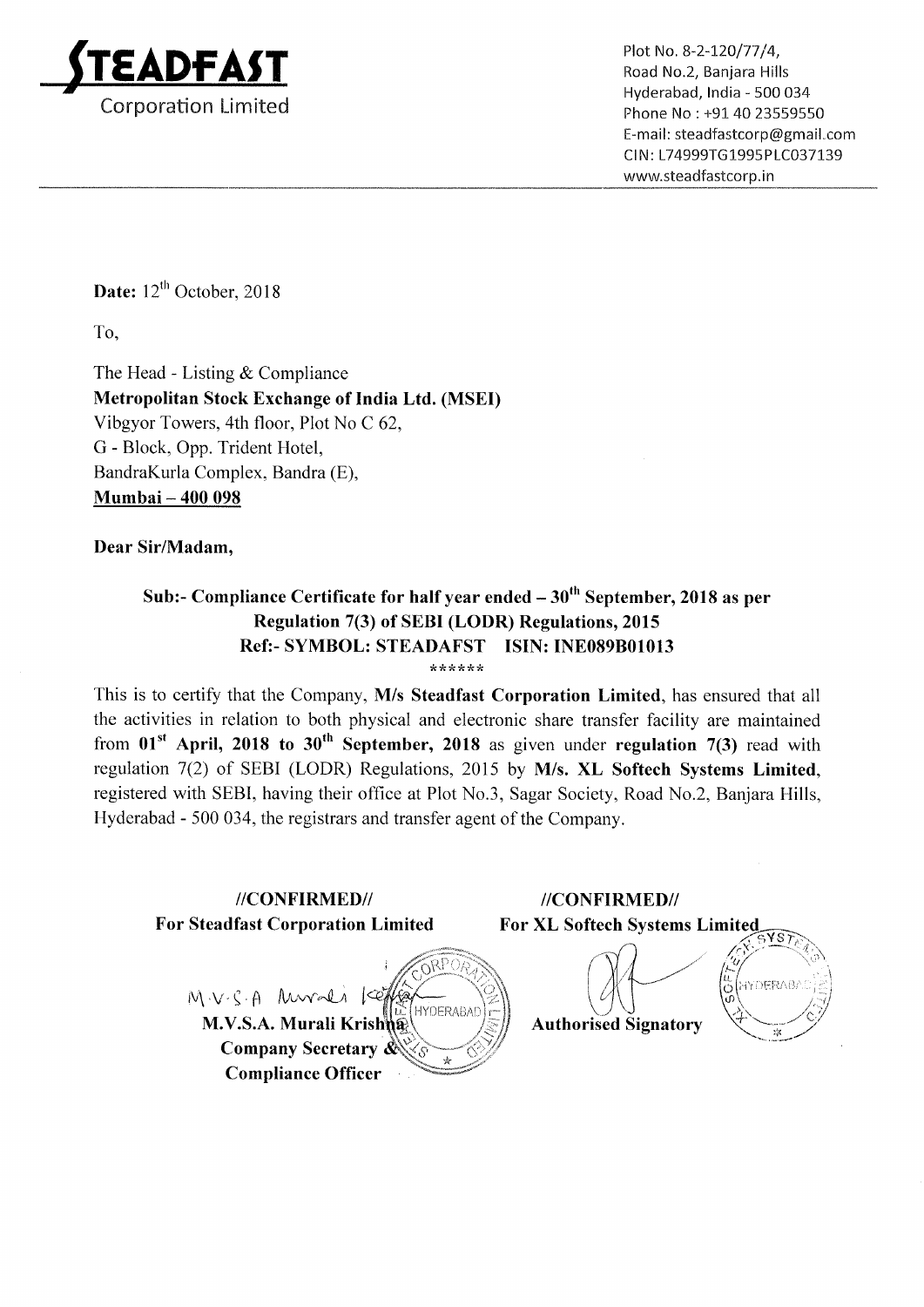**STEADFAST**
Corporation Limited

Plot No. 8-2-120/77/4,
Road No.2, Banjara Hills
Hyderabad, India - 500 034
Phone No : +91 40 23559550
E-mail: steadfastcorp@gmail.com
CIN: L74999TG1995PLC037139
www.steadfastcorp.in

**Date:** 12th October, 2018

To,

The Head - Listing & Compliance
**Metropolitan Stock Exchange of India Ltd. (MSEI)**
Vibgyor Towers, 4th floor, Plot No C 62,
G - Block, Opp. Trident Hotel,
BandraKurla Complex, Bandra (E),
**Mumbai – 400 098**

**Dear Sir/Madam,**

**Sub:- Compliance Certificate for half year ended – 30th September, 2018 as per Regulation 7(3) of SEBI (LODR) Regulations, 2015**
**Ref:- SYMBOL: STEADAFST ISIN: INE089B01013**

******

This is to certify that the Company, **M/s Steadfast Corporation Limited**, has ensured that all the activities in relation to both physical and electronic share transfer facility are maintained from **01st April, 2018 to 30th September, 2018** as given under **regulation 7(3)** read with regulation 7(2) of SEBI (LODR) Regulations, 2015 by **M/s. XL Softech Systems Limited**, registered with SEBI, having their office at Plot No.3, Sagar Society, Road No.2, Banjara Hills, Hyderabad - 500 034, the registrars and transfer agent of the Company.

**//CONFIRMED//**
**For Steadfast Corporation Limited**

M.V.S.A Murali Krishna
**M.V.S.A. Murali Krishna**
**Company Secretary &**
**Compliance Officer**

**//CONFIRMED//**
**For XL Softech Systems Limited**

**Authorised Signatory**